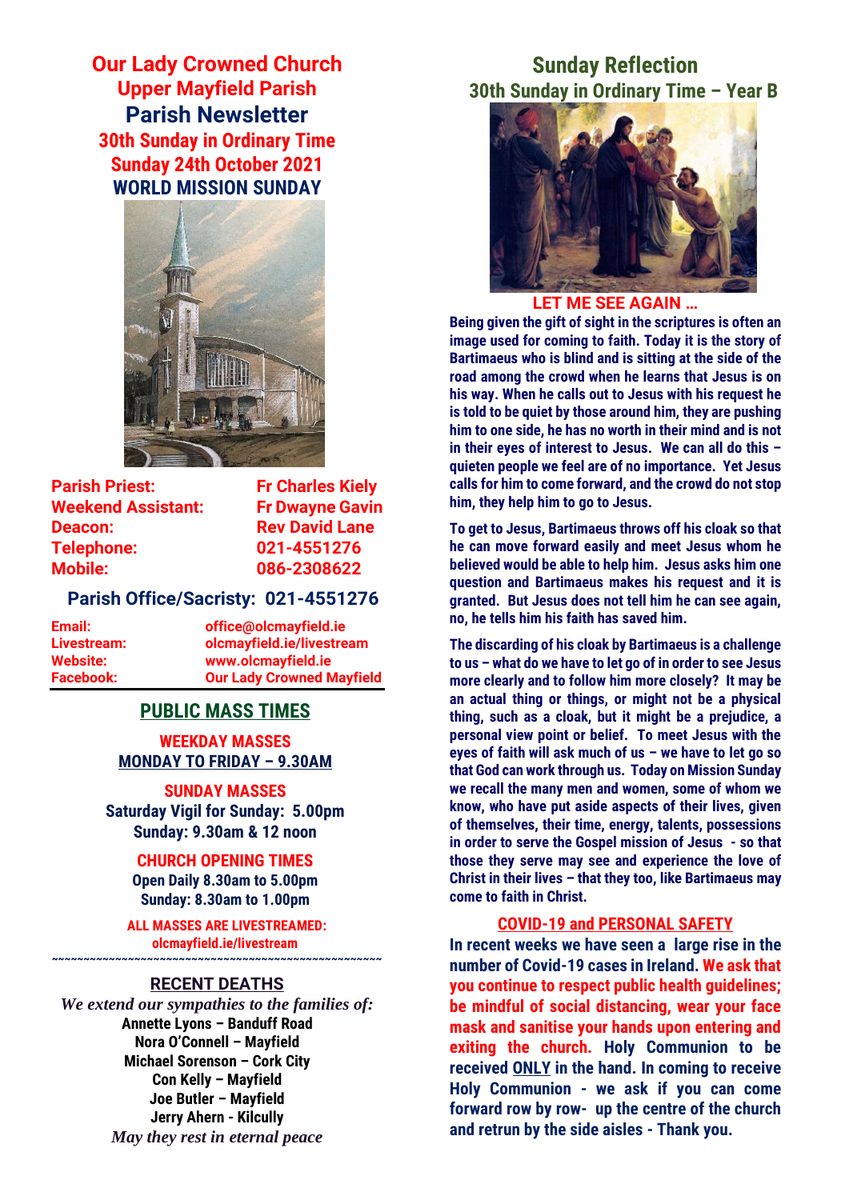# Our Lady Crowned Church
## Upper Mayfield Parish
## Parish Newsletter
### 30th Sunday in Ordinary Time
### Sunday 24th October 2021
### WORLD MISSION SUNDAY

| | |
|---|---|
| **Parish Priest:** | **Fr Charles Kiely** |
| **Weekend Assistant:** | **Fr Dwayne Gavin** |
| **Deacon:** | **Rev David Lane** |
| **Telephone:** | **021-4551276** |
| **Mobile:** | **086-2308622** |

**Parish Office/Sacristy: 021-4551276**

| | |
|---|---|
| **Email:** | **office@olcmayfield.ie** |
| **Livestream:** | **olcmayfield.ie/livestream** |
| **Website:** | **www.olcmayfield.ie** |
| **Facebook:** | **Our Lady Crowned Mayfield** |

## PUBLIC MASS TIMES

**WEEKDAY MASSES**
**MONDAY TO FRIDAY – 9.30AM**

**SUNDAY MASSES**
**Saturday Vigil for Sunday: 5.00pm**
**Sunday: 9.30am & 12 noon**

**CHURCH OPENING TIMES**
**Open Daily 8.30am to 5.00pm**
**Sunday: 8.30am to 1.00pm**

**ALL MASSES ARE LIVESTREAMED:**
**olcmayfield.ie/livestream**

~~~~~~~~~~~~~~~~~~~~~~~~~~~~~~~~~~~~~~~~~~~~~~~~~~~~

## RECENT DEATHS

*We extend our sympathies to the families of:*

**Annette Lyons – Banduff Road**
**Nora O'Connell – Mayfield**
**Michael Sorenson – Cork City**
**Con Kelly – Mayfield**
**Joe Butler – Mayfield**
**Jerry Ahern - Kilcully**

*May they rest in eternal peace*

## Sunday Reflection
### 30th Sunday in Ordinary Time – Year B

**LET ME SEE AGAIN …**

**Being given the gift of sight in the scriptures is often an image used for coming to faith. Today it is the story of Bartimaeus who is blind and is sitting at the side of the road among the crowd when he learns that Jesus is on his way. When he calls out to Jesus with his request he is told to be quiet by those around him, they are pushing him to one side, he has no worth in their mind and is not in their eyes of interest to Jesus. We can all do this – quieten people we feel are of no importance. Yet Jesus calls for him to come forward, and the crowd do not stop him, they help him to go to Jesus.**

**To get to Jesus, Bartimaeus throws off his cloak so that he can move forward easily and meet Jesus whom he believed would be able to help him. Jesus asks him one question and Bartimaeus makes his request and it is granted. But Jesus does not tell him he can see again, no, he tells him his faith has saved him.**

**The discarding of his cloak by Bartimaeus is a challenge to us – what do we have to let go of in order to see Jesus more clearly and to follow him more closely? It may be an actual thing or things, or might not be a physical thing, such as a cloak, but it might be a prejudice, a personal view point or belief. To meet Jesus with the eyes of faith will ask much of us – we have to let go so that God can work through us. Today on Mission Sunday we recall the many men and women, some of whom we know, who have put aside aspects of their lives, given of themselves, their time, energy, talents, possessions in order to serve the Gospel mission of Jesus - so that those they serve may see and experience the love of Christ in their lives – that they too, like Bartimaeus may come to faith in Christ.**

## COVID-19 and PERSONAL SAFETY

**In recent weeks we have seen a large rise in the number of Covid-19 cases in Ireland. We ask that you continue to respect public health guidelines; be mindful of social distancing, wear your face mask and sanitise your hands upon entering and exiting the church. Holy Communion to be received ONLY in the hand. In coming to receive Holy Communion - we ask if you can come forward row by row- up the centre of the church and retrun by the side aisles - Thank you.**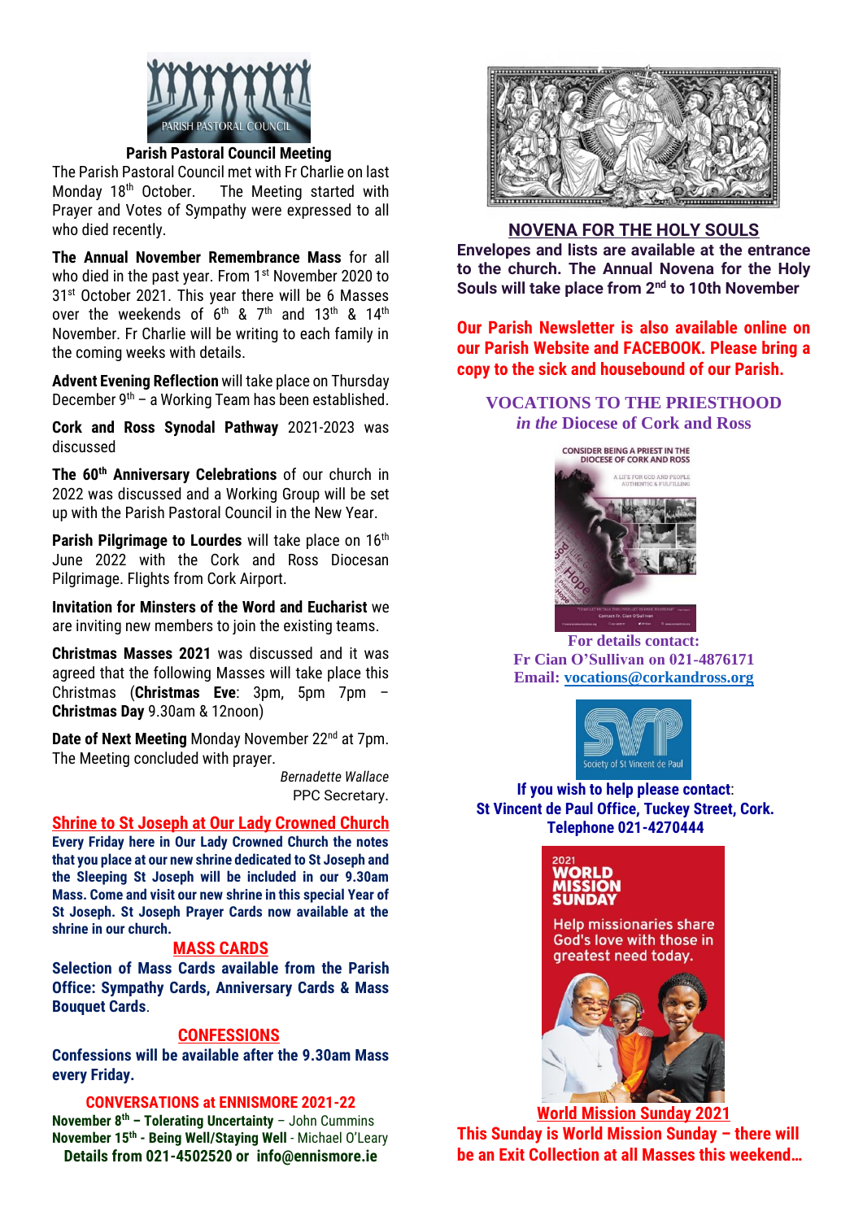### Parish Pastoral Council Meeting

The Parish Pastoral Council met with Fr Charlie on last Monday 18th October. The Meeting started with Prayer and Votes of Sympathy were expressed to all who died recently.

**The Annual November Remembrance Mass** for all who died in the past year. From 1st November 2020 to 31st October 2021. This year there will be 6 Masses over the weekends of 6th & 7th and 13th & 14th November. Fr Charlie will be writing to each family in the coming weeks with details.

**Advent Evening Reflection** will take place on Thursday December 9th – a Working Team has been established.

**Cork and Ross Synodal Pathway** 2021-2023 was discussed

**The 60th Anniversary Celebrations** of our church in 2022 was discussed and a Working Group will be set up with the Parish Pastoral Council in the New Year.

**Parish Pilgrimage to Lourdes** will take place on 16th June 2022 with the Cork and Ross Diocesan Pilgrimage. Flights from Cork Airport.

**Invitation for Minsters of the Word and Eucharist** we are inviting new members to join the existing teams.

**Christmas Masses 2021** was discussed and it was agreed that the following Masses will take place this Christmas (**Christmas Eve**: 3pm, 5pm 7pm – **Christmas Day** 9.30am & 12noon)

**Date of Next Meeting** Monday November 22nd at 7pm. The Meeting concluded with prayer.

*Bernadette Wallace*
PPC Secretary.

## Shrine to St Joseph at Our Lady Crowned Church

**Every Friday here in Our Lady Crowned Church the notes that you place at our new shrine dedicated to St Joseph and the Sleeping St Joseph will be included in our 9.30am Mass. Come and visit our new shrine in this special Year of St Joseph. St Joseph Prayer Cards now available at the shrine in our church.**

## MASS CARDS

**Selection of Mass Cards available from the Parish Office: Sympathy Cards, Anniversary Cards & Mass Bouquet Cards.**

## CONFESSIONS

**Confessions will be available after the 9.30am Mass every Friday.**

## CONVERSATIONS at ENNISMORE 2021-22

**November 8th – Tolerating Uncertainty** – John Cummins
**November 15th - Being Well/Staying Well** - Michael O'Leary
**Details from 021-4502520 or info@ennismore.ie**

## NOVENA FOR THE HOLY SOULS

**Envelopes and lists are available at the entrance to the church. The Annual Novena for the Holy Souls will take place from 2nd to 10th November**

**Our Parish Newsletter is also available online on our Parish Website and FACEBOOK. Please bring a copy to the sick and housebound of our Parish.**

## VOCATIONS TO THE PRIESTHOOD
## *in the* Diocese of Cork and Ross

**For details contact:**
**Fr Cian O'Sullivan on 021-4876171**
**Email: vocations@corkandross.org**

**If you wish to help please contact**:
**St Vincent de Paul Office, Tuckey Street, Cork.**
**Telephone 021-4270444**

## World Mission Sunday 2021

**This Sunday is World Mission Sunday – there will be an Exit Collection at all Masses this weekend…**